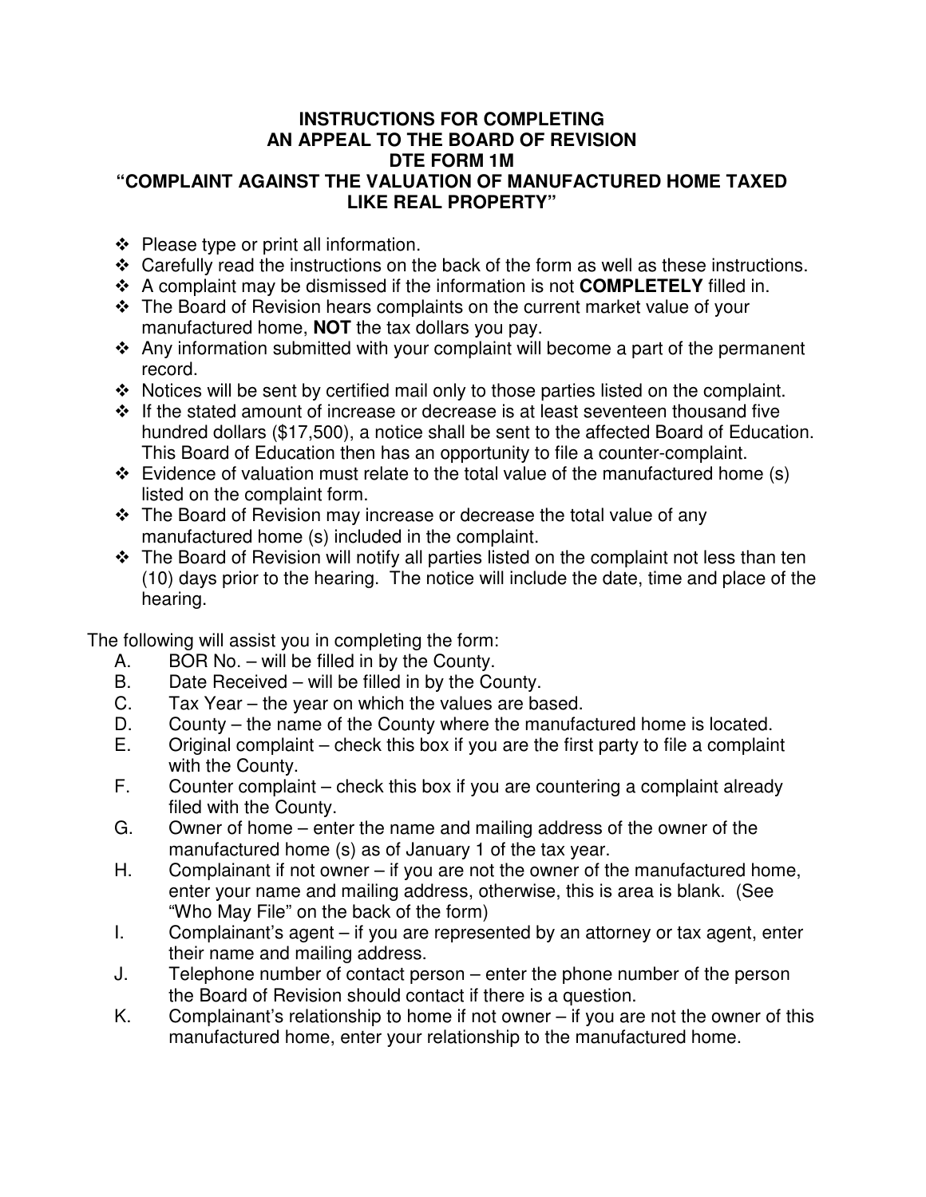# INSTRUCTIONS FOR COMPLETING AN APPEAL TO THE BOARD OF REVISION DTE FORM 1M "COMPLAINT AGAINST THE VALUATION OF MANUFACTURED HOME TAXED LIKE REAL PROPERTY"

- Please type or print all information.
- Carefully read the instructions on the back of the form as well as these instructions.
- A complaint may be dismissed if the information is not **COMPLETELY** filled in.
- The Board of Revision hears complaints on the current market value of your manufactured home, **NOT** the tax dollars you pay.
- Any information submitted with your complaint will become a part of the permanent record.
- Notices will be sent by certified mail only to those parties listed on the complaint.
- If the stated amount of increase or decrease is at least seventeen thousand five hundred dollars ($17,500), a notice shall be sent to the affected Board of Education. This Board of Education then has an opportunity to file a counter-complaint.
- Evidence of valuation must relate to the total value of the manufactured home (s) listed on the complaint form.
- The Board of Revision may increase or decrease the total value of any manufactured home (s) included in the complaint.
- The Board of Revision will notify all parties listed on the complaint not less than ten (10) days prior to the hearing. The notice will include the date, time and place of the hearing.

The following will assist you in completing the form:

A. BOR No. – will be filled in by the County.
B. Date Received – will be filled in by the County.
C. Tax Year – the year on which the values are based.
D. County – the name of the County where the manufactured home is located.
E. Original complaint – check this box if you are the first party to file a complaint with the County.
F. Counter complaint – check this box if you are countering a complaint already filed with the County.
G. Owner of home – enter the name and mailing address of the owner of the manufactured home (s) as of January 1 of the tax year.
H. Complainant if not owner – if you are not the owner of the manufactured home, enter your name and mailing address, otherwise, this is area is blank. (See "Who May File" on the back of the form)
I. Complainant's agent – if you are represented by an attorney or tax agent, enter their name and mailing address.
J. Telephone number of contact person – enter the phone number of the person the Board of Revision should contact if there is a question.
K. Complainant's relationship to home if not owner – if you are not the owner of this manufactured home, enter your relationship to the manufactured home.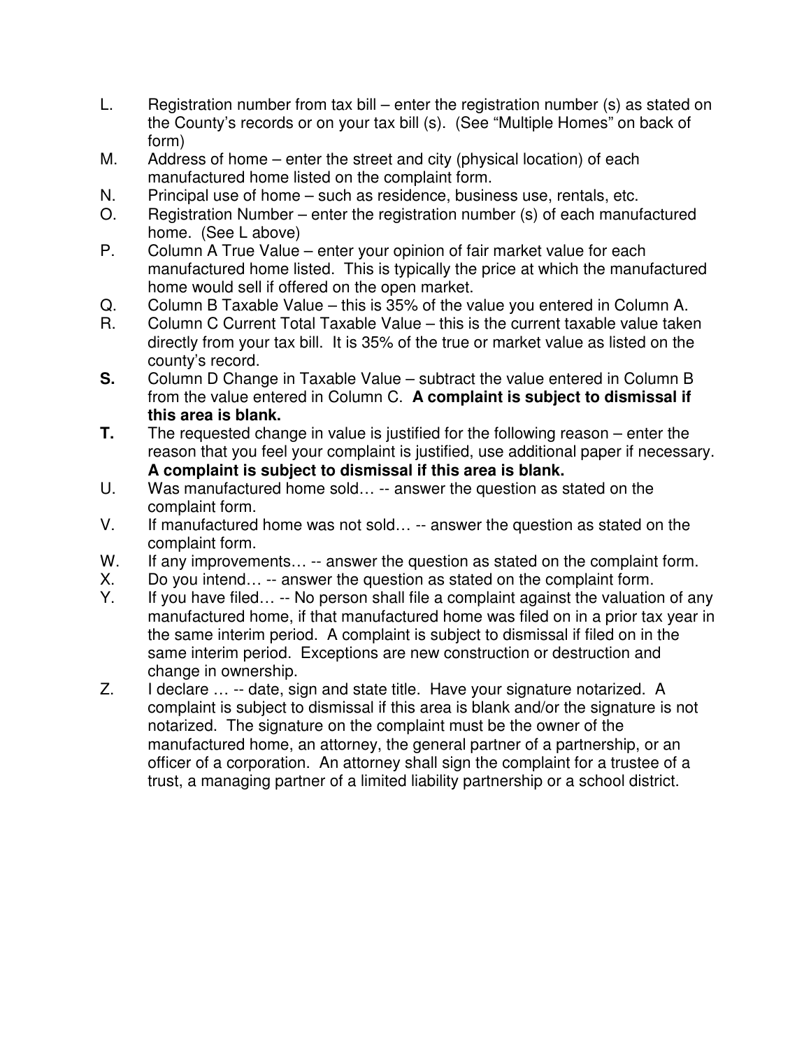L. Registration number from tax bill – enter the registration number (s) as stated on the County's records or on your tax bill (s). (See "Multiple Homes" on back of form)

M. Address of home – enter the street and city (physical location) of each manufactured home listed on the complaint form.

N. Principal use of home – such as residence, business use, rentals, etc.

O. Registration Number – enter the registration number (s) of each manufactured home. (See L above)

P. Column A True Value – enter your opinion of fair market value for each manufactured home listed. This is typically the price at which the manufactured home would sell if offered on the open market.

Q. Column B Taxable Value – this is 35% of the value you entered in Column A.

R. Column C Current Total Taxable Value – this is the current taxable value taken directly from your tax bill. It is 35% of the true or market value as listed on the county's record.

**S.** Column D Change in Taxable Value – subtract the value entered in Column B from the value entered in Column C. **A complaint is subject to dismissal if this area is blank.**

**T.** The requested change in value is justified for the following reason – enter the reason that you feel your complaint is justified, use additional paper if necessary. **A complaint is subject to dismissal if this area is blank.**

U. Was manufactured home sold… -- answer the question as stated on the complaint form.

V. If manufactured home was not sold… -- answer the question as stated on the complaint form.

W. If any improvements… -- answer the question as stated on the complaint form.

X. Do you intend… -- answer the question as stated on the complaint form.

Y. If you have filed… -- No person shall file a complaint against the valuation of any manufactured home, if that manufactured home was filed on in a prior tax year in the same interim period. A complaint is subject to dismissal if filed on in the same interim period. Exceptions are new construction or destruction and change in ownership.

Z. I declare … -- date, sign and state title. Have your signature notarized. A complaint is subject to dismissal if this area is blank and/or the signature is not notarized. The signature on the complaint must be the owner of the manufactured home, an attorney, the general partner of a partnership, or an officer of a corporation. An attorney shall sign the complaint for a trustee of a trust, a managing partner of a limited liability partnership or a school district.